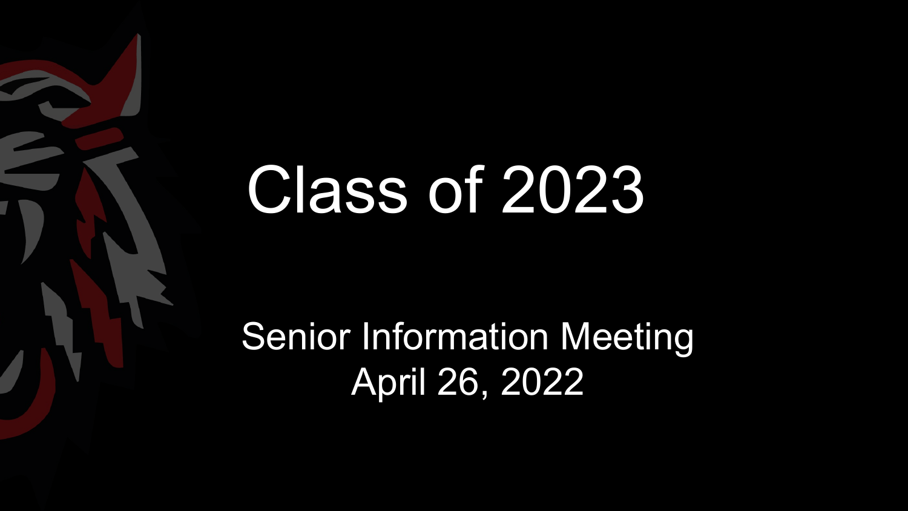# Class of 2023

## Senior Information Meeting
## April 26, 2022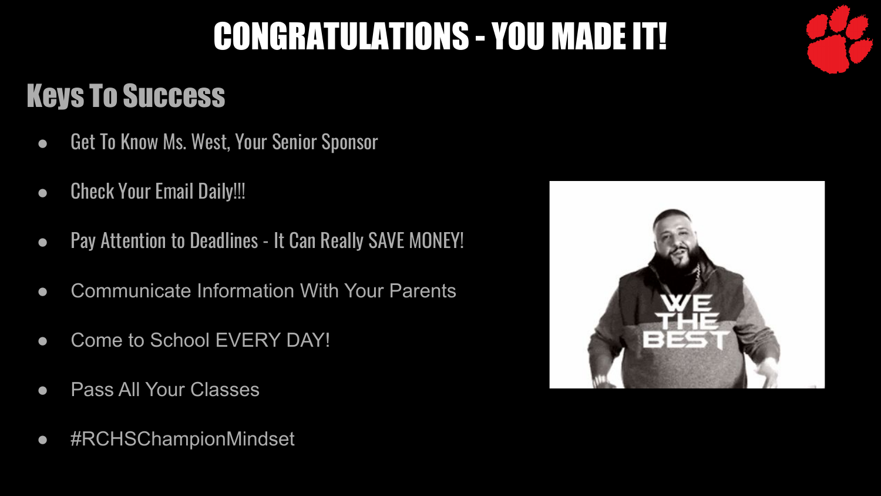# CONGRATULATIONS - YOU MADE IT!

## Keys To Success

- Get To Know Ms. West, Your Senior Sponsor
- Check Your Email Daily!!!
- Pay Attention to Deadlines - It Can Really SAVE MONEY!
- Communicate Information With Your Parents
- Come to School EVERY DAY!
- Pass All Your Classes
- #RCHSChampionMindset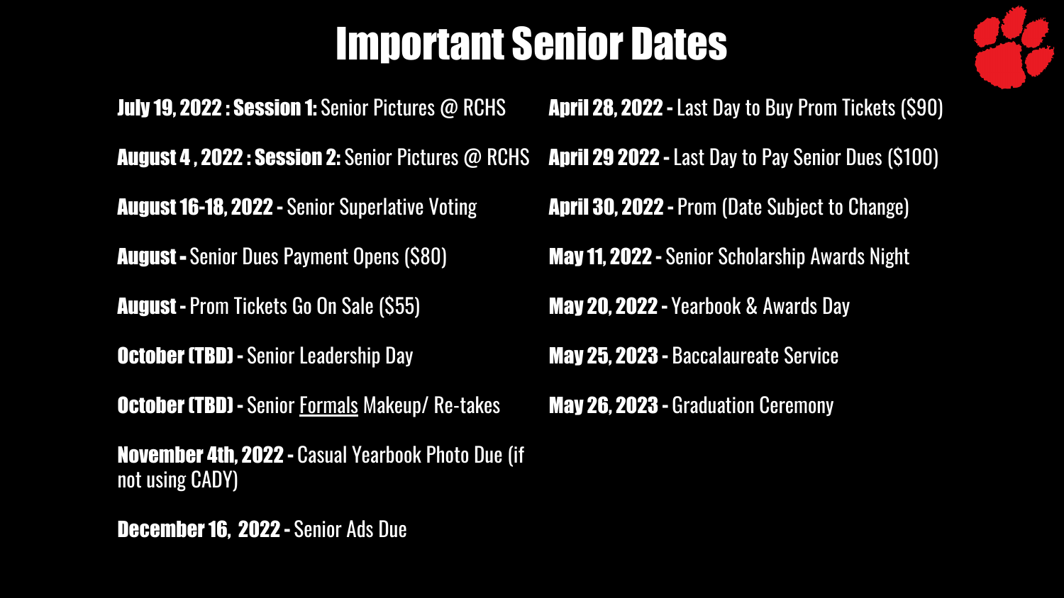# Important Senior Dates

**July 19, 2022 : Session 1:** Senior Pictures @ RCHS

**August 4 , 2022 : Session 2:** Senior Pictures @ RCHS

**August 16-18, 2022 -** Senior Superlative Voting

**August -** Senior Dues Payment Opens ($80)

**August -** Prom Tickets Go On Sale ($55)

**October (TBD) -** Senior Leadership Day

**October (TBD) -** Senior Formals Makeup/ Re-takes

**November 4th, 2022 -** Casual Yearbook Photo Due (if not using CADY)

**December 16,  2022 -** Senior Ads Due

**April 28, 2022 -** Last Day to Buy Prom Tickets ($90)

**April 29 2022 -** Last Day to Pay Senior Dues ($100)

**April 30, 2022 -** Prom (Date Subject to Change)

**May 11, 2022 -** Senior Scholarship Awards Night

**May 20, 2022 -** Yearbook & Awards Day

**May 25, 2023 -** Baccalaureate Service

**May 26, 2023 -** Graduation Ceremony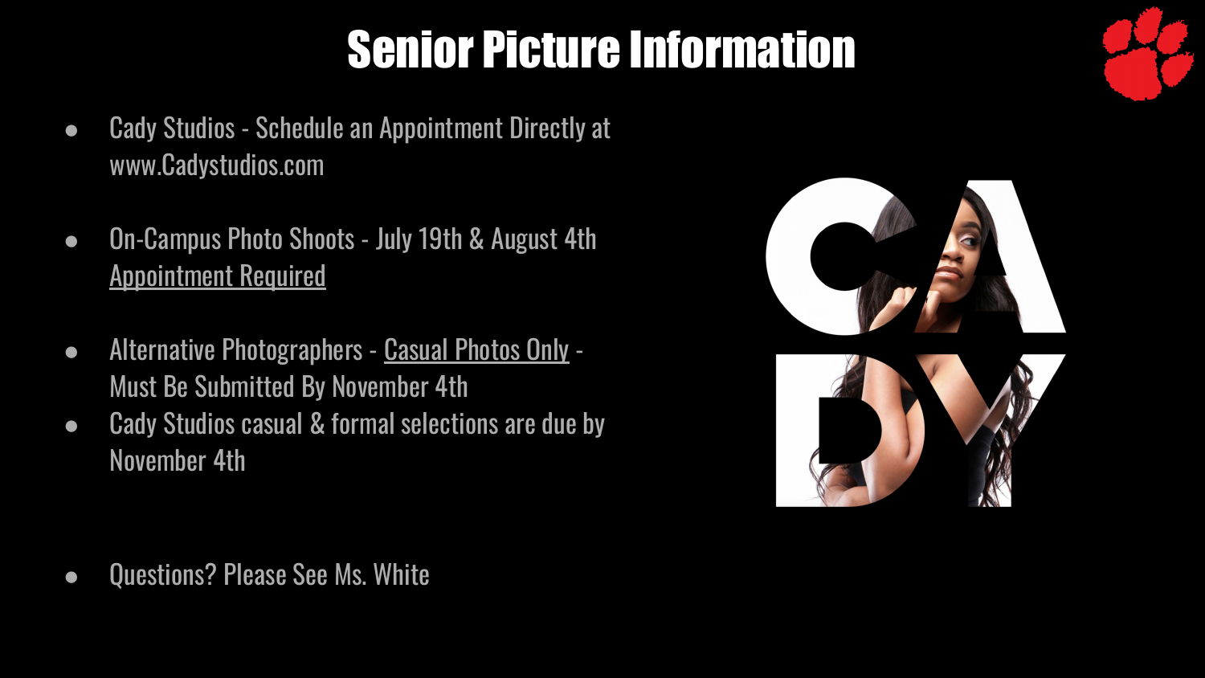# Senior Picture Information

- Cady Studios - Schedule an Appointment Directly at www.Cadystudios.com
- On-Campus Photo Shoots - July 19th & August 4th Appointment Required
- Alternative Photographers - Casual Photos Only - Must Be Submitted By November 4th
- Cady Studios casual & formal selections are due by November 4th
- Questions? Please See Ms. White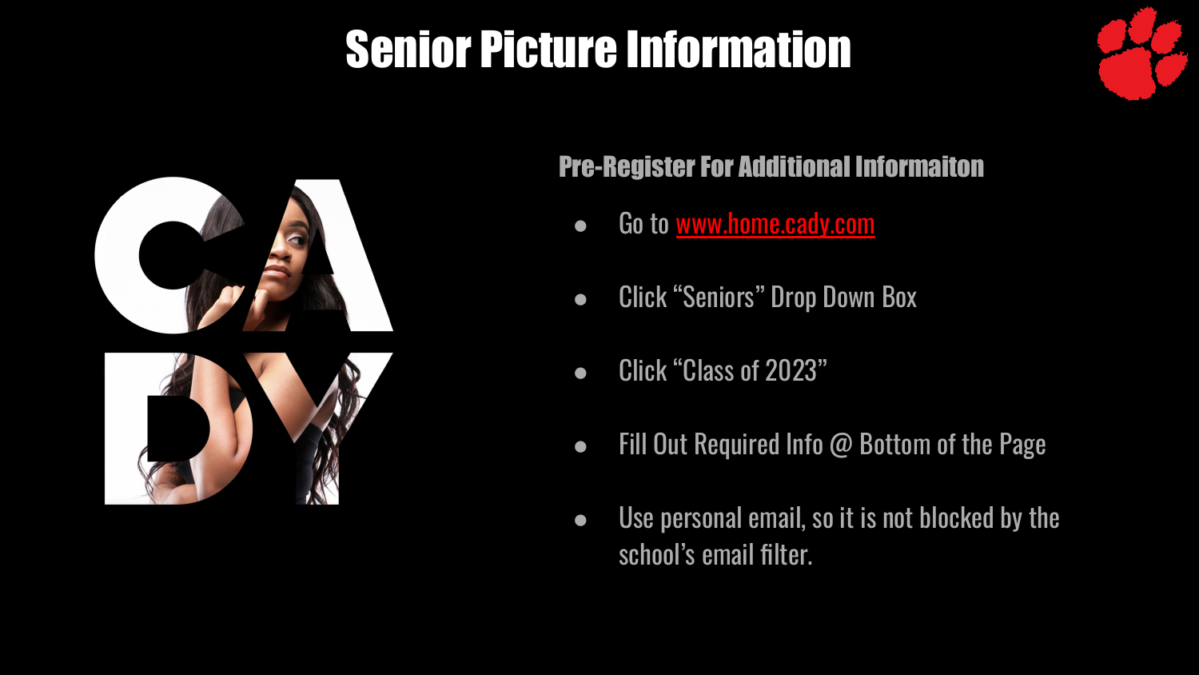# Senior Picture Information

## Pre-Register For Additional Informaiton

- Go to [www.home.cady.com](www.home.cady.com)
- Click "Seniors" Drop Down Box
- Click "Class of 2023"
- Fill Out Required Info @ Bottom of the Page
- Use personal email, so it is not blocked by the school's email filter.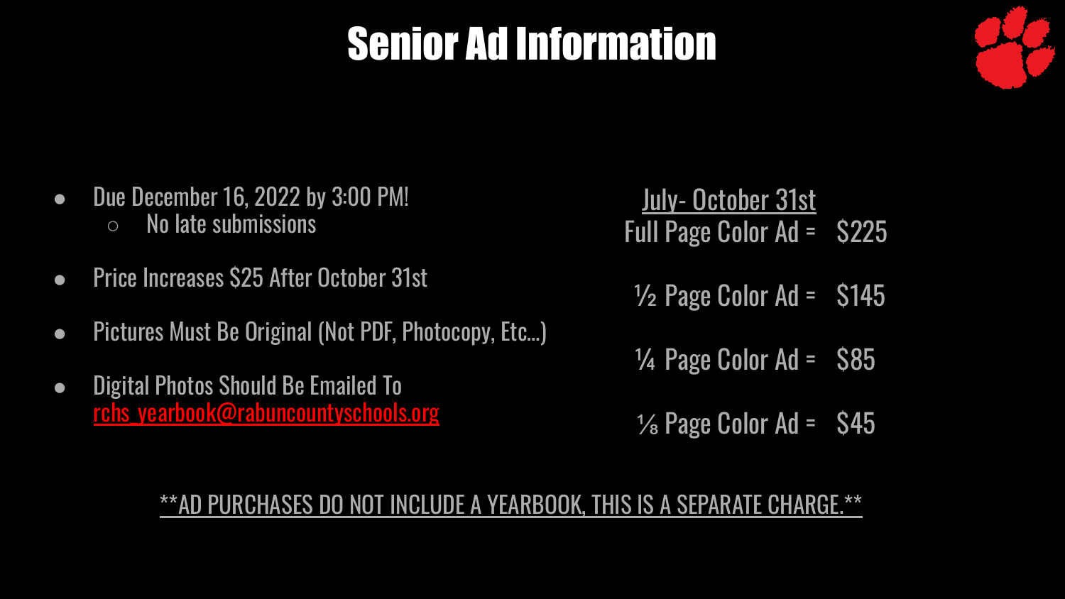# Senior Ad Information

- Due December 16, 2022 by 3:00 PM!
  - No late submissions
- Price Increases $25 After October 31st
- Pictures Must Be Original (Not PDF, Photocopy, Etc…)
- Digital Photos Should Be Emailed To rchs_yearbook@rabuncountyschools.org

**July- October 31st**

Full Page Color Ad = $225

½ Page Color Ad = $145

¼ Page Color Ad = $85

⅛ Page Color Ad = $45

**AD PURCHASES DO NOT INCLUDE A YEARBOOK, THIS IS A SEPARATE CHARGE.**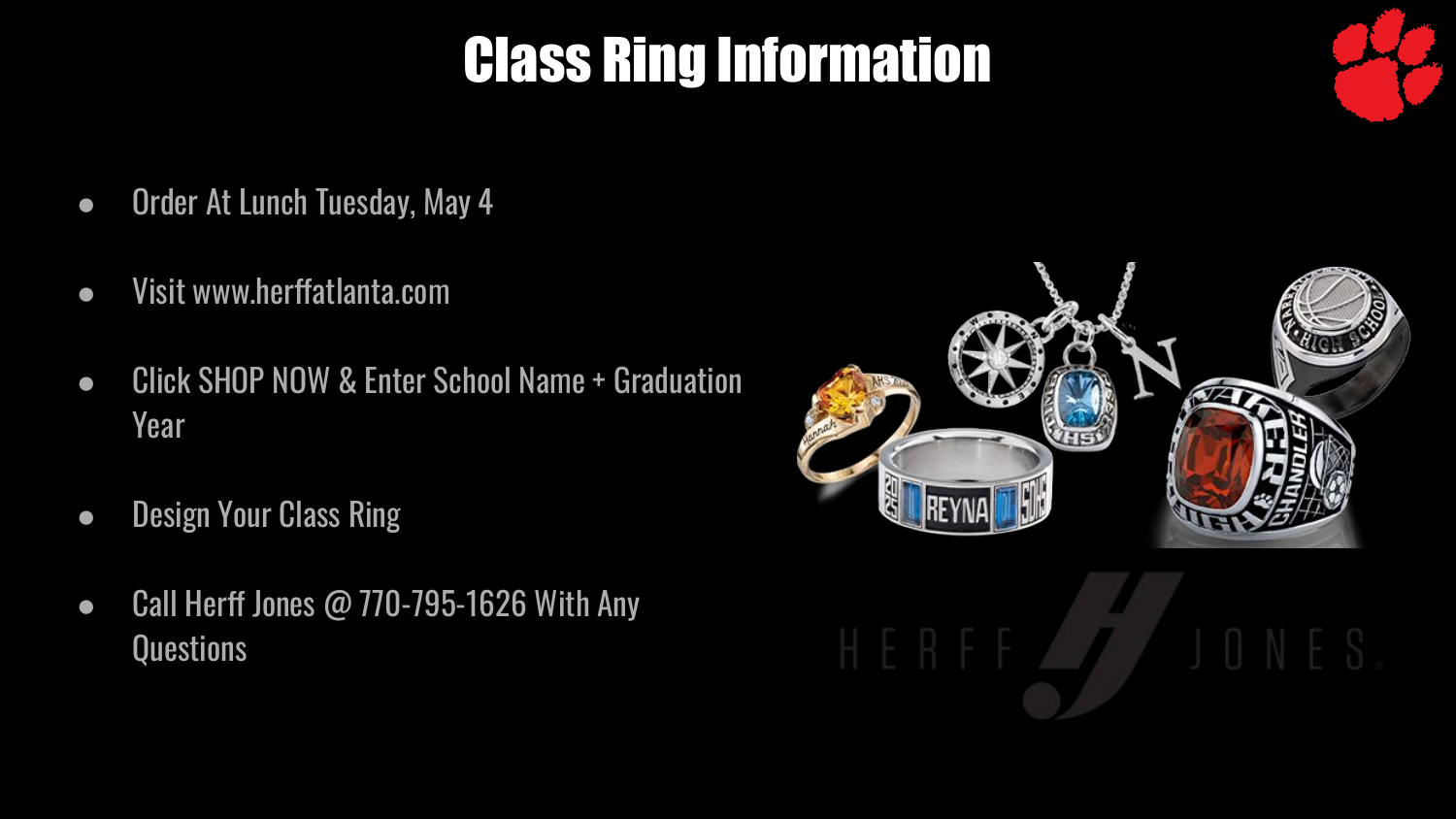# Class Ring Information

- Order At Lunch Tuesday, May 4
- Visit www.herffatlanta.com
- Click SHOP NOW & Enter School Name + Graduation Year
- Design Your Class Ring
- Call Herff Jones @ 770-795-1626 With Any Questions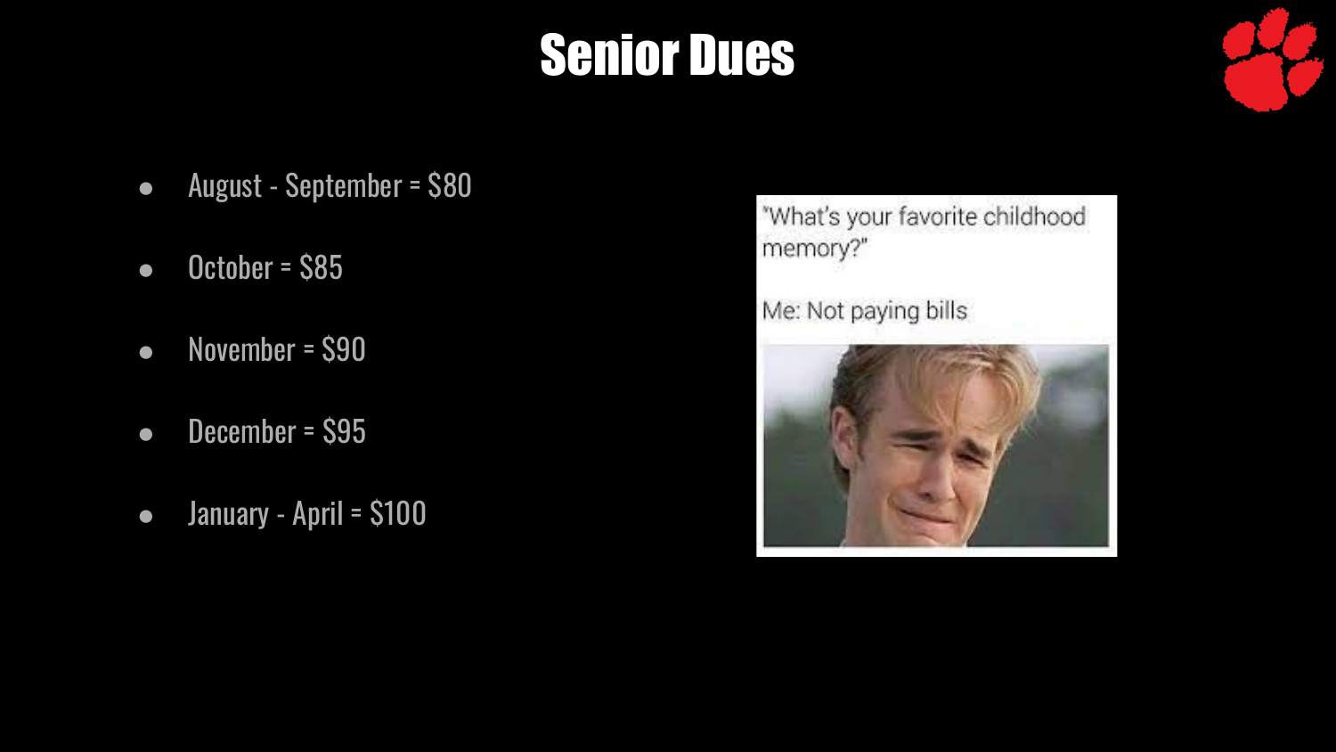# Senior Dues

- August - September = $80
- October = $85
- November = $90
- December = $95
- January - April = $100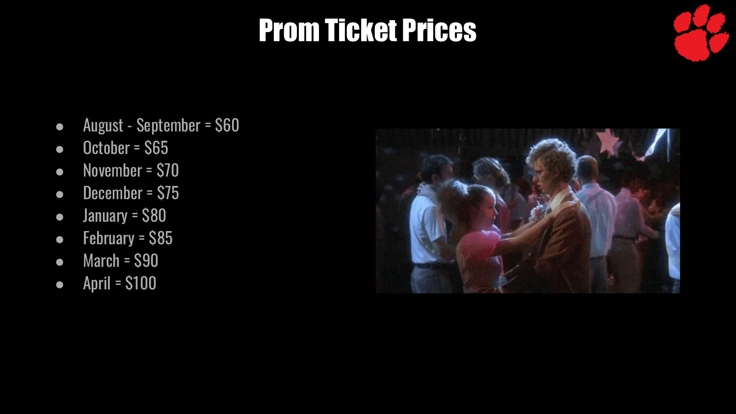# Prom Ticket Prices

- August - September = $60
- October = $65
- November = $70
- December = $75
- January = $80
- February = $85
- March = $90
- April = $100